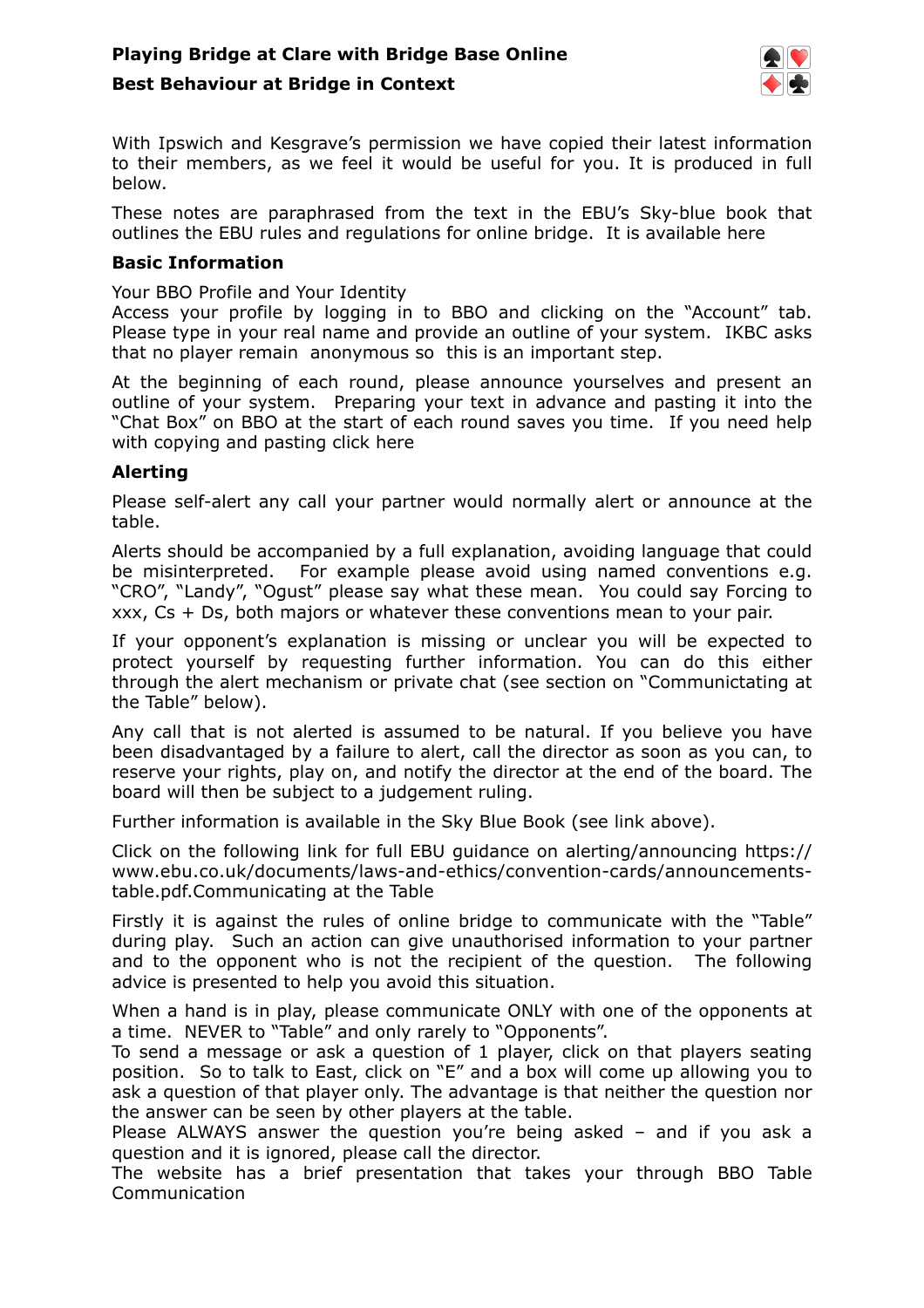**Playing Bridge at Clare with Bridge Base Online**

**Best Behaviour at Bridge in Context**

With Ipswich and Kesgrave's permission we have copied their latest information to their members, as we feel it would be useful for you. It is produced in full below.

These notes are paraphrased from the text in the EBU's Sky-blue book that outlines the EBU rules and regulations for online bridge. It is available here

**Basic Information**

Your BBO Profile and Your Identity
Access your profile by logging in to BBO and clicking on the "Account" tab. Please type in your real name and provide an outline of your system. IKBC asks that no player remain anonymous so this is an important step.

At the beginning of each round, please announce yourselves and present an outline of your system. Preparing your text in advance and pasting it into the "Chat Box" on BBO at the start of each round saves you time. If you need help with copying and pasting click here

**Alerting**

Please self-alert any call your partner would normally alert or announce at the table.

Alerts should be accompanied by a full explanation, avoiding language that could be misinterpreted. For example please avoid using named conventions e.g. "CRO", "Landy", "Ogust" please say what these mean. You could say Forcing to xxx, Cs + Ds, both majors or whatever these conventions mean to your pair.

If your opponent's explanation is missing or unclear you will be expected to protect yourself by requesting further information. You can do this either through the alert mechanism or private chat (see section on "Communictating at the Table" below).

Any call that is not alerted is assumed to be natural. If you believe you have been disadvantaged by a failure to alert, call the director as soon as you can, to reserve your rights, play on, and notify the director at the end of the board. The board will then be subject to a judgement ruling.

Further information is available in the Sky Blue Book (see link above).

Click on the following link for full EBU guidance on alerting/announcing https://www.ebu.co.uk/documents/laws-and-ethics/convention-cards/announcements-table.pdf.Communicating at the Table

Firstly it is against the rules of online bridge to communicate with the "Table" during play. Such an action can give unauthorised information to your partner and to the opponent who is not the recipient of the question. The following advice is presented to help you avoid this situation.

When a hand is in play, please communicate ONLY with one of the opponents at a time. NEVER to "Table" and only rarely to "Opponents".
To send a message or ask a question of 1 player, click on that players seating position. So to talk to East, click on "E" and a box will come up allowing you to ask a question of that player only. The advantage is that neither the question nor the answer can be seen by other players at the table.
Please ALWAYS answer the question you're being asked – and if you ask a question and it is ignored, please call the director.
The website has a brief presentation that takes your through BBO Table Communication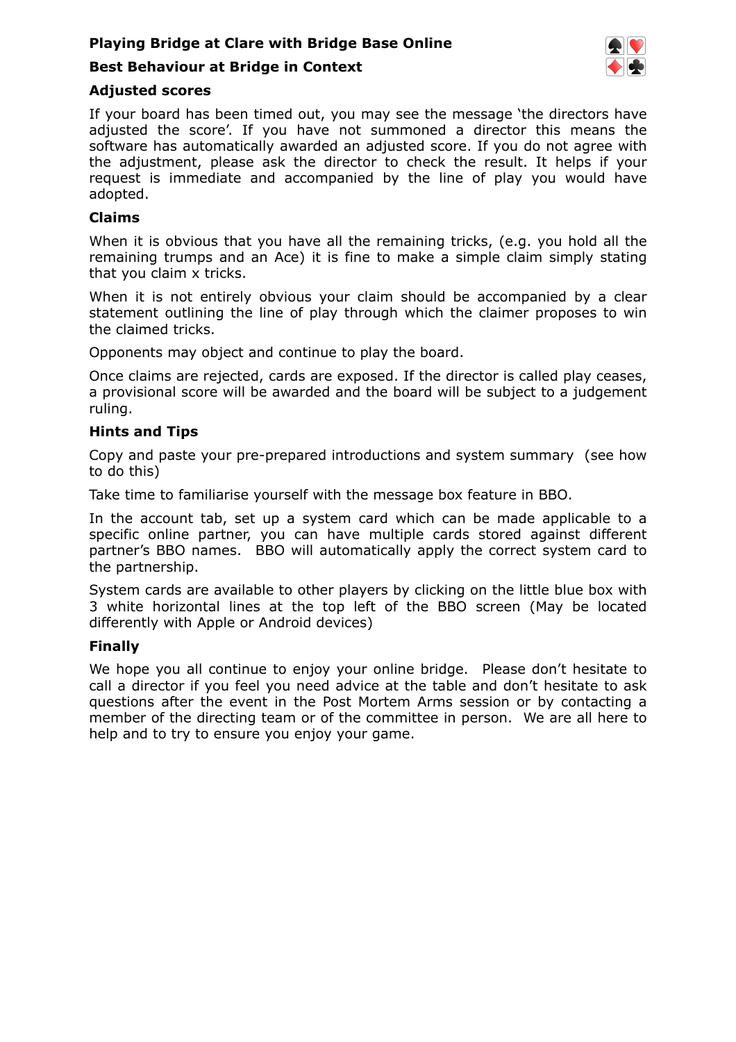**Playing Bridge at Clare with Bridge Base Online**

**Best Behaviour at Bridge in Context**

### Adjusted scores

If your board has been timed out, you may see the message 'the directors have adjusted the score'. If you have not summoned a director this means the software has automatically awarded an adjusted score. If you do not agree with the adjustment, please ask the director to check the result. It helps if your request is immediate and accompanied by the line of play you would have adopted.

### Claims

When it is obvious that you have all the remaining tricks, (e.g. you hold all the remaining trumps and an Ace) it is fine to make a simple claim simply stating that you claim x tricks.

When it is not entirely obvious your claim should be accompanied by a clear statement outlining the line of play through which the claimer proposes to win the claimed tricks.

Opponents may object and continue to play the board.

Once claims are rejected, cards are exposed. If the director is called play ceases, a provisional score will be awarded and the board will be subject to a judgement ruling.

### Hints and Tips

Copy and paste your pre-prepared introductions and system summary (see how to do this)

Take time to familiarise yourself with the message box feature in BBO.

In the account tab, set up a system card which can be made applicable to a specific online partner, you can have multiple cards stored against different partner's BBO names. BBO will automatically apply the correct system card to the partnership.

System cards are available to other players by clicking on the little blue box with 3 white horizontal lines at the top left of the BBO screen (May be located differently with Apple or Android devices)

### Finally

We hope you all continue to enjoy your online bridge. Please don't hesitate to call a director if you feel you need advice at the table and don't hesitate to ask questions after the event in the Post Mortem Arms session or by contacting a member of the directing team or of the committee in person. We are all here to help and to try to ensure you enjoy your game.